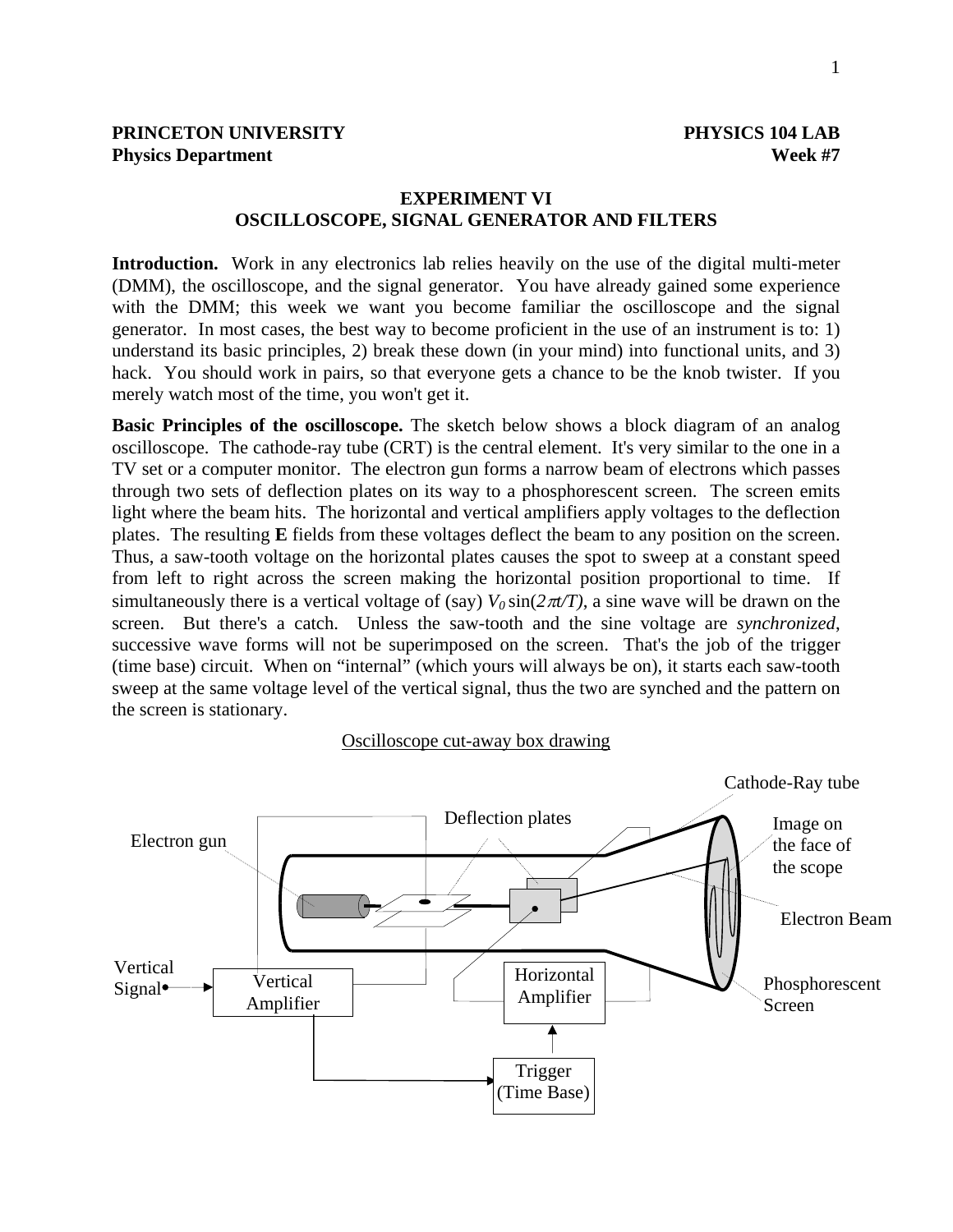**PRINCETON UNIVERSITY** **PHYSICS 104 LAB**
**Physics Department** **Week #7**

# EXPERIMENT VI
## OSCILLOSCOPE, SIGNAL GENERATOR AND FILTERS

**Introduction.** Work in any electronics lab relies heavily on the use of the digital multi-meter (DMM), the oscilloscope, and the signal generator. You have already gained some experience with the DMM; this week we want you become familiar the oscilloscope and the signal generator. In most cases, the best way to become proficient in the use of an instrument is to: 1) understand its basic principles, 2) break these down (in your mind) into functional units, and 3) hack. You should work in pairs, so that everyone gets a chance to be the knob twister. If you merely watch most of the time, you won't get it.

**Basic Principles of the oscilloscope.** The sketch below shows a block diagram of an analog oscilloscope. The cathode-ray tube (CRT) is the central element. It's very similar to the one in a TV set or a computer monitor. The electron gun forms a narrow beam of electrons which passes through two sets of deflection plates on its way to a phosphorescent screen. The screen emits light where the beam hits. The horizontal and vertical amplifiers apply voltages to the deflection plates. The resulting **E** fields from these voltages deflect the beam to any position on the screen. Thus, a saw-tooth voltage on the horizontal plates causes the spot to sweep at a constant speed from left to right across the screen making the horizontal position proportional to time. If simultaneously there is a vertical voltage of (say) $V_0 \sin(2\pi t/T)$, a sine wave will be drawn on the screen. But there's a catch. Unless the saw-tooth and the sine voltage are *synchronized*, successive wave forms will not be superimposed on the screen. That's the job of the trigger (time base) circuit. When on "internal" (which yours will always be on), it starts each saw-tooth sweep at the same voltage level of the vertical signal, thus the two are synched and the pattern on the screen is stationary.

Oscilloscope cut-away box drawing

Cathode-Ray tube

Deflection plates

Electron gun

Image on the face of the scope

Electron Beam

Vertical Signal

Vertical Amplifier

Horizontal Amplifier

Phosphorescent Screen

Trigger (Time Base)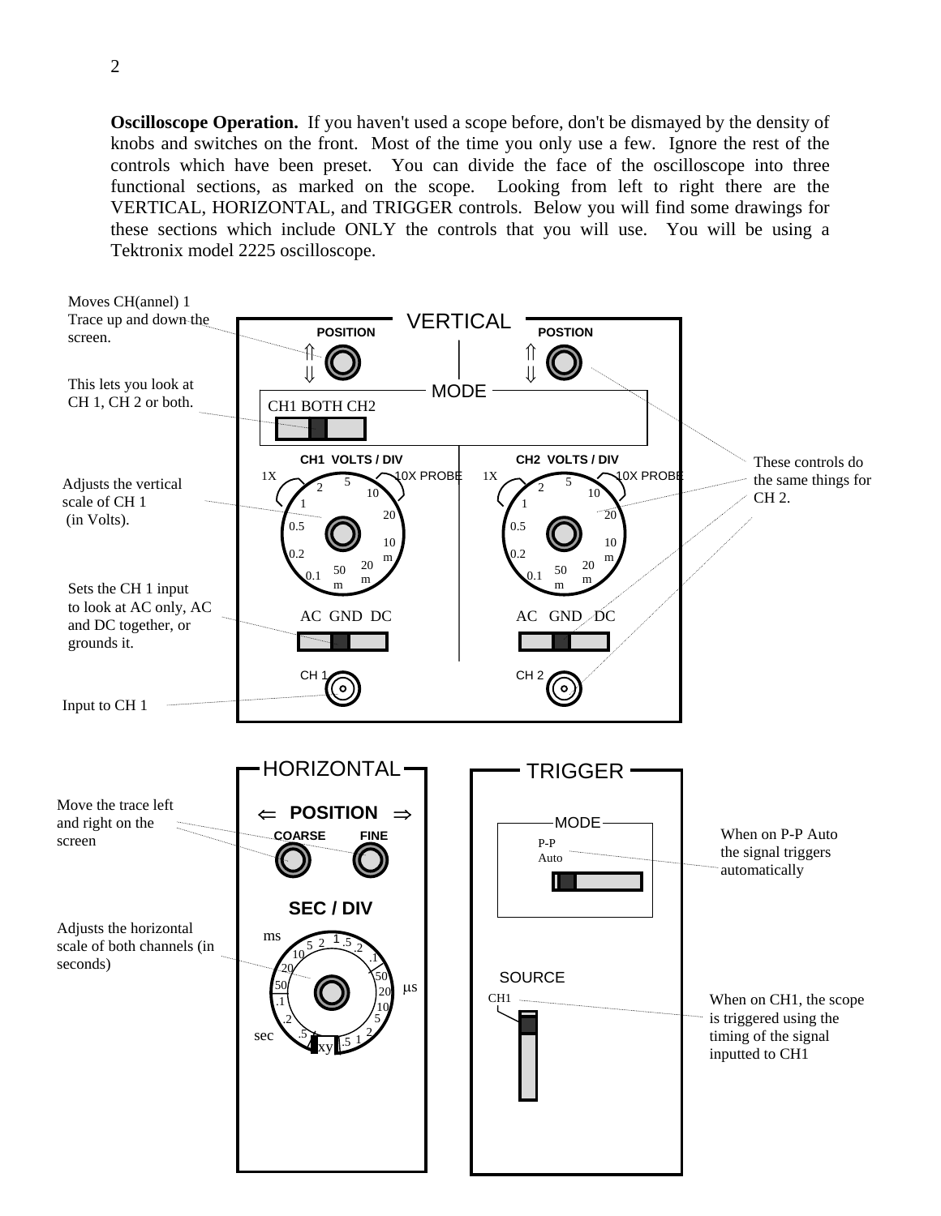**Oscilloscope Operation.** If you haven't used a scope before, don't be dismayed by the density of knobs and switches on the front. Most of the time you only use a few. Ignore the rest of the controls which have been preset. You can divide the face of the oscilloscope into three functional sections, as marked on the scope. Looking from left to right there are the VERTICAL, HORIZONTAL, and TRIGGER controls. Below you will find some drawings for these sections which include ONLY the controls that you will use. You will be using a Tektronix model 2225 oscilloscope.

Moves CH(annel) 1 Trace up and down the screen.

This lets you look at CH 1, CH 2 or both.

Adjusts the vertical scale of CH 1 (in Volts).

Sets the CH 1 input to look at AC only, AC and DC together, or grounds it.

Input to CH 1

These controls do the same things for CH 2.

Move the trace left and right on the screen

Adjusts the horizontal scale of both channels (in seconds)

When on P-P Auto the signal triggers automatically

When on CH1, the scope is triggered using the timing of the signal inputted to CH1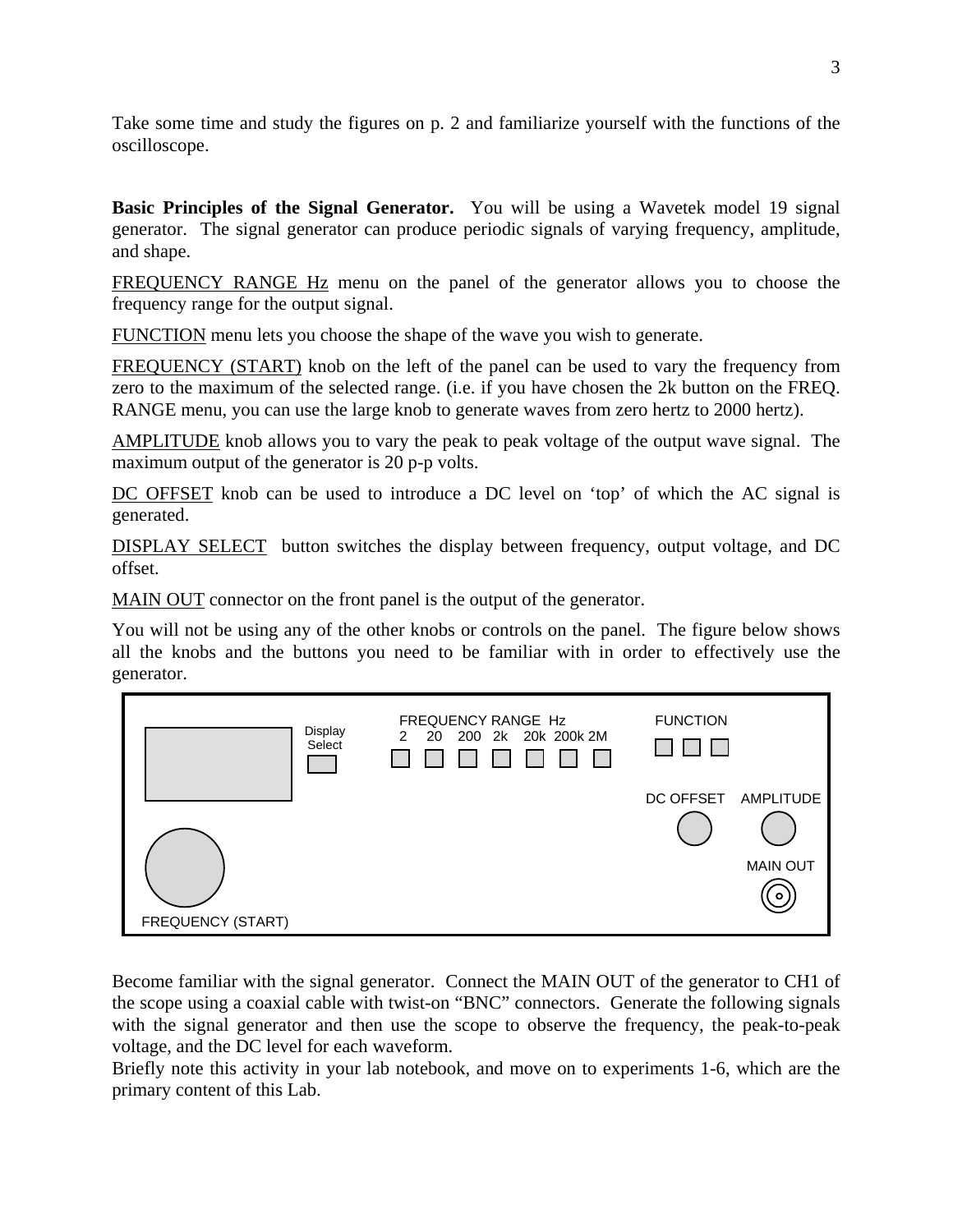Take some time and study the figures on p. 2 and familiarize yourself with the functions of the oscilloscope.

**Basic Principles of the Signal Generator.** You will be using a Wavetek model 19 signal generator. The signal generator can produce periodic signals of varying frequency, amplitude, and shape.

FREQUENCY RANGE Hz menu on the panel of the generator allows you to choose the frequency range for the output signal.

FUNCTION menu lets you choose the shape of the wave you wish to generate.

FREQUENCY (START) knob on the left of the panel can be used to vary the frequency from zero to the maximum of the selected range. (i.e. if you have chosen the 2k button on the FREQ. RANGE menu, you can use the large knob to generate waves from zero hertz to 2000 hertz).

AMPLITUDE knob allows you to vary the peak to peak voltage of the output wave signal. The maximum output of the generator is 20 p-p volts.

DC OFFSET knob can be used to introduce a DC level on 'top' of which the AC signal is generated.

DISPLAY SELECT button switches the display between frequency, output voltage, and DC offset.

MAIN OUT connector on the front panel is the output of the generator.

You will not be using any of the other knobs or controls on the panel. The figure below shows all the knobs and the buttons you need to be familiar with in order to effectively use the generator.

Display Select

FREQUENCY RANGE Hz
2 20 200 2k 20k 200k 2M

FUNCTION

DC OFFSET AMPLITUDE

MAIN OUT

FREQUENCY (START)

Become familiar with the signal generator. Connect the MAIN OUT of the generator to CH1 of the scope using a coaxial cable with twist-on "BNC" connectors. Generate the following signals with the signal generator and then use the scope to observe the frequency, the peak-to-peak voltage, and the DC level for each waveform.

Briefly note this activity in your lab notebook, and move on to experiments 1-6, which are the primary content of this Lab.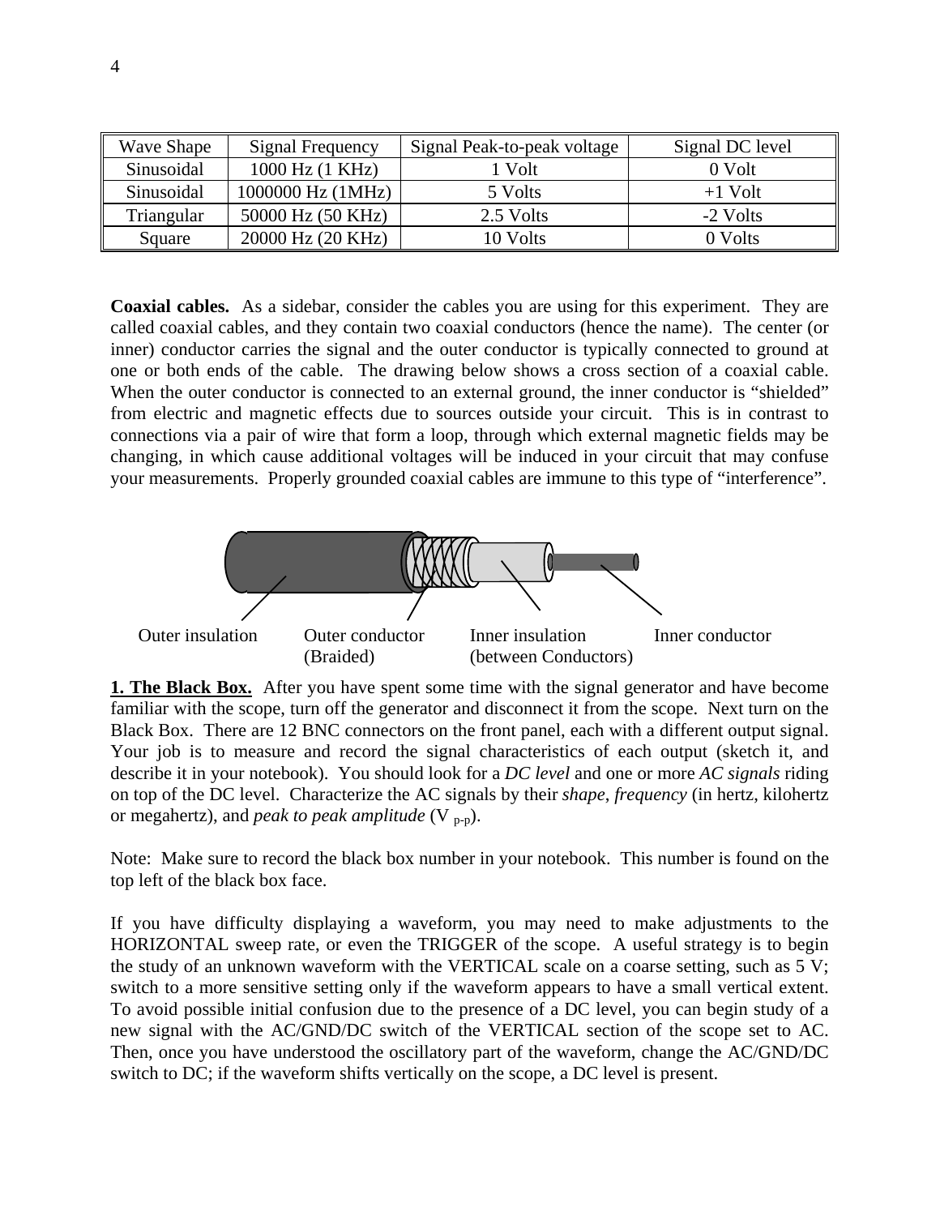| Wave Shape | Signal Frequency | Signal Peak-to-peak voltage | Signal DC level |
|---|---|---|---|
| Sinusoidal | 1000 Hz (1 KHz) | 1 Volt | 0 Volt |
| Sinusoidal | 1000000 Hz (1MHz) | 5 Volts | +1 Volt |
| Triangular | 50000 Hz (50 KHz) | 2.5 Volts | -2 Volts |
| Square | 20000 Hz (20 KHz) | 10 Volts | 0 Volts |

**Coaxial cables.** As a sidebar, consider the cables you are using for this experiment. They are called coaxial cables, and they contain two coaxial conductors (hence the name). The center (or inner) conductor carries the signal and the outer conductor is typically connected to ground at one or both ends of the cable. The drawing below shows a cross section of a coaxial cable. When the outer conductor is connected to an external ground, the inner conductor is "shielded" from electric and magnetic effects due to sources outside your circuit. This is in contrast to connections via a pair of wire that form a loop, through which external magnetic fields may be changing, in which cause additional voltages will be induced in your circuit that may confuse your measurements. Properly grounded coaxial cables are immune to this type of "interference".

Outer insulation    Outer conductor (Braided)    Inner insulation (between Conductors)    Inner conductor

**1. The Black Box.** After you have spent some time with the signal generator and have become familiar with the scope, turn off the generator and disconnect it from the scope. Next turn on the Black Box. There are 12 BNC connectors on the front panel, each with a different output signal. Your job is to measure and record the signal characteristics of each output (sketch it, and describe it in your notebook). You should look for a *DC level* and one or more *AC signals* riding on top of the DC level. Characterize the AC signals by their *shape*, *frequency* (in hertz, kilohertz or megahertz), and *peak to peak amplitude* ($V_{p\text{-}p}$).

Note: Make sure to record the black box number in your notebook. This number is found on the top left of the black box face.

If you have difficulty displaying a waveform, you may need to make adjustments to the HORIZONTAL sweep rate, or even the TRIGGER of the scope. A useful strategy is to begin the study of an unknown waveform with the VERTICAL scale on a coarse setting, such as 5 V; switch to a more sensitive setting only if the waveform appears to have a small vertical extent. To avoid possible initial confusion due to the presence of a DC level, you can begin study of a new signal with the AC/GND/DC switch of the VERTICAL section of the scope set to AC. Then, once you have understood the oscillatory part of the waveform, change the AC/GND/DC switch to DC; if the waveform shifts vertically on the scope, a DC level is present.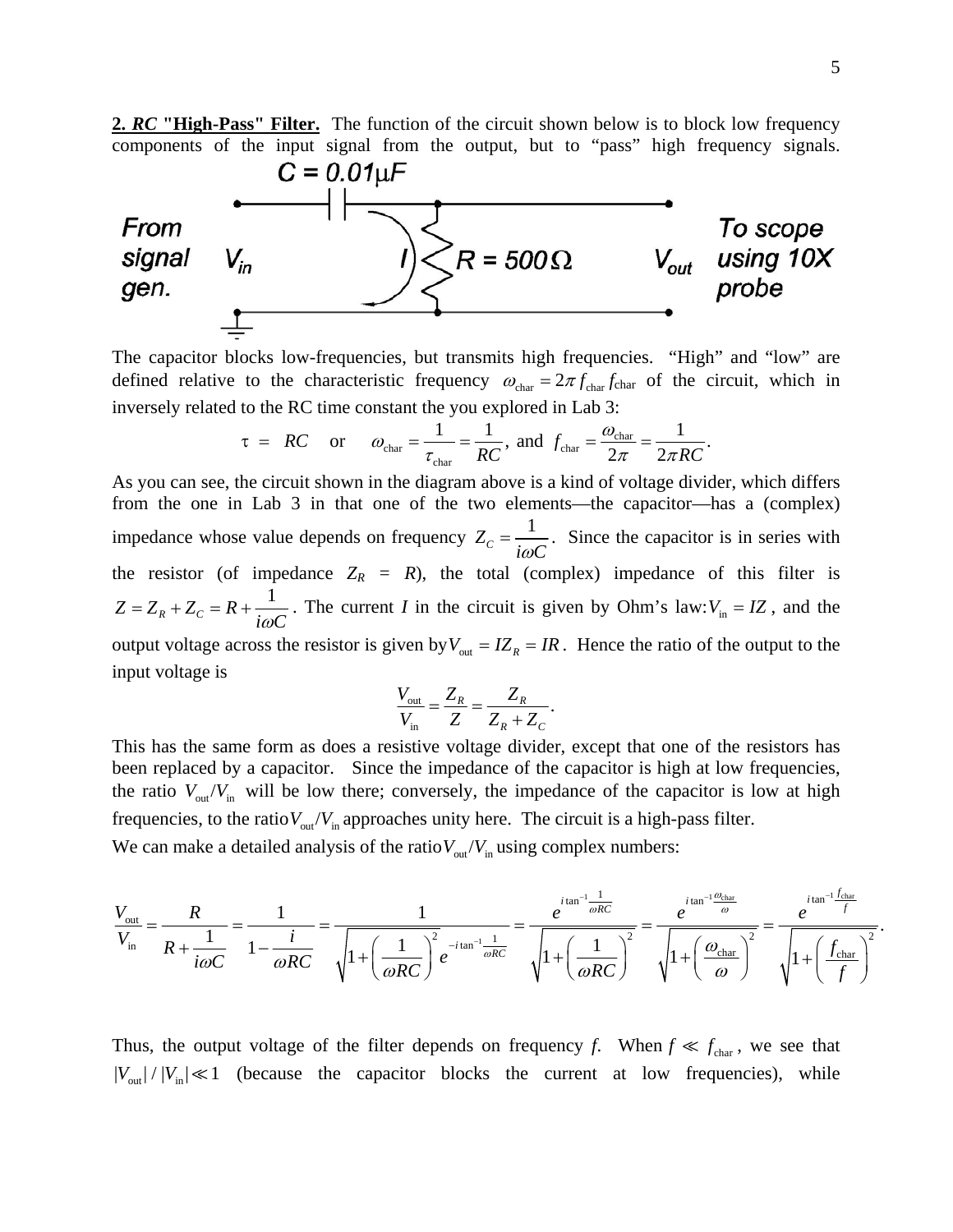**2. *RC* "High-Pass" Filter.** The function of the circuit shown below is to block low frequency components of the input signal from the output, but to "pass" high frequency signals.

The capacitor blocks low-frequencies, but transmits high frequencies. "High" and "low" are defined relative to the characteristic frequency $\omega_{\text{char}} = 2\pi f_{\text{char}} f_{\text{char}}$ of the circuit, which in inversely related to the RC time constant the you explored in Lab 3:

$$\tau = RC \quad \text{or} \quad \omega_{\text{char}} = \frac{1}{\tau_{\text{char}}} = \frac{1}{RC}, \text{ and } f_{\text{char}} = \frac{\omega_{\text{char}}}{2\pi} = \frac{1}{2\pi RC}.$$

As you can see, the circuit shown in the diagram above is a kind of voltage divider, which differs from the one in Lab 3 in that one of the two elements—the capacitor—has a (complex) impedance whose value depends on frequency $Z_C = \frac{1}{i\omega C}$. Since the capacitor is in series with the resistor (of impedance $Z_R = R$), the total (complex) impedance of this filter is $Z = Z_R + Z_C = R + \frac{1}{i\omega C}$. The current *I* in the circuit is given by Ohm's law: $V_{\text{in}} = IZ$, and the output voltage across the resistor is given by $V_{\text{out}} = IZ_R = IR$. Hence the ratio of the output to the input voltage is

$$\frac{V_{\text{out}}}{V_{\text{in}}} = \frac{Z_R}{Z} = \frac{Z_R}{Z_R + Z_C}.$$

This has the same form as does a resistive voltage divider, except that one of the resistors has been replaced by a capacitor. Since the impedance of the capacitor is high at low frequencies, the ratio $V_{\text{out}}/V_{\text{in}}$ will be low there; conversely, the impedance of the capacitor is low at high frequencies, to the ratio $V_{\text{out}}/V_{\text{in}}$ approaches unity here. The circuit is a high-pass filter.

We can make a detailed analysis of the ratio $V_{\text{out}}/V_{\text{in}}$ using complex numbers:

$$\frac{V_{\text{out}}}{V_{\text{in}}} = \frac{R}{R + \frac{1}{i\omega C}} = \frac{1}{1 - \frac{i}{\omega RC}} = \frac{1}{\sqrt{1 + \left(\frac{1}{\omega RC}\right)^2} e^{-i\tan^{-1}\frac{1}{\omega RC}}} = \frac{e^{i\tan^{-1}\frac{1}{\omega RC}}}{\sqrt{1 + \left(\frac{1}{\omega RC}\right)^2}} = \frac{e^{i\tan^{-1}\frac{\omega_{\text{char}}}{\omega}}}{\sqrt{1 + \left(\frac{\omega_{\text{char}}}{\omega}\right)^2}} = \frac{e^{i\tan^{-1}\frac{f_{\text{char}}}{f}}}{\sqrt{1 + \left(\frac{f_{\text{char}}}{f}\right)^2}}.$$

Thus, the output voltage of the filter depends on frequency *f*. When $f \ll f_{\text{char}}$, we see that $|V_{\text{out}}| / |V_{\text{in}}| \ll 1$ (because the capacitor blocks the current at low frequencies), while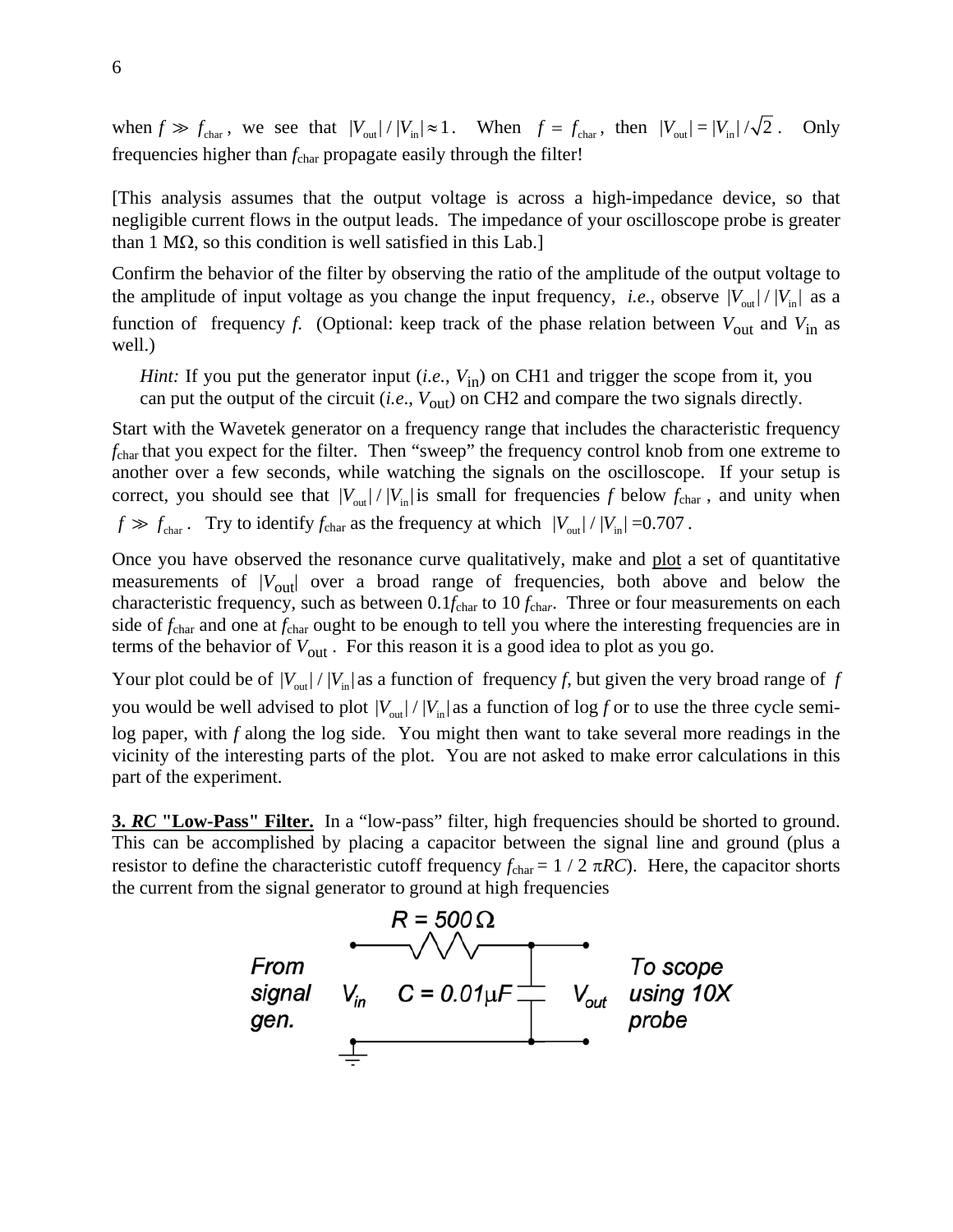when $f \gg f_{\text{char}}$, we see that $|V_{\text{out}}| / |V_{\text{in}}| \approx 1$. When $f = f_{\text{char}}$, then $|V_{\text{out}}| = |V_{\text{in}}| / \sqrt{2}$. Only frequencies higher than $f_{\text{char}}$ propagate easily through the filter!

[This analysis assumes that the output voltage is across a high-impedance device, so that negligible current flows in the output leads. The impedance of your oscilloscope probe is greater than 1 MΩ, so this condition is well satisfied in this Lab.]

Confirm the behavior of the filter by observing the ratio of the amplitude of the output voltage to the amplitude of input voltage as you change the input frequency, *i.e.*, observe $|V_{\text{out}}| / |V_{\text{in}}|$ as a function of frequency $f$. (Optional: keep track of the phase relation between $V_{\text{out}}$ and $V_{\text{in}}$ as well.)

> *Hint:* If you put the generator input (*i.e.*, $V_{\text{in}}$) on CH1 and trigger the scope from it, you can put the output of the circuit (*i.e.*, $V_{\text{out}}$) on CH2 and compare the two signals directly.

Start with the Wavetek generator on a frequency range that includes the characteristic frequency $f_{\text{char}}$ that you expect for the filter. Then "sweep" the frequency control knob from one extreme to another over a few seconds, while watching the signals on the oscilloscope. If your setup is correct, you should see that $|V_{\text{out}}| / |V_{\text{in}}|$ is small for frequencies $f$ below $f_{\text{char}}$, and unity when $f \gg f_{\text{char}}$. Try to identify $f_{\text{char}}$ as the frequency at which $|V_{\text{out}}| / |V_{\text{in}}| = 0.707$.

Once you have observed the resonance curve qualitatively, make and plot a set of quantitative measurements of $|V_{\text{out}}|$ over a broad range of frequencies, both above and below the characteristic frequency, such as between $0.1 f_{\text{char}}$ to $10\, f_{\text{char}}$. Three or four measurements on each side of $f_{\text{char}}$ and one at $f_{\text{char}}$ ought to be enough to tell you where the interesting frequencies are in terms of the behavior of $V_{\text{out}}$. For this reason it is a good idea to plot as you go.

Your plot could be of $|V_{\text{out}}| / |V_{\text{in}}|$ as a function of frequency $f$, but given the very broad range of $f$ you would be well advised to plot $|V_{\text{out}}| / |V_{\text{in}}|$ as a function of log $f$ or to use the three cycle semi-log paper, with $f$ along the log side. You might then want to take several more readings in the vicinity of the interesting parts of the plot. You are not asked to make error calculations in this part of the experiment.

**3. *RC* "Low-Pass" Filter.** In a "low-pass" filter, high frequencies should be shorted to ground. This can be accomplished by placing a capacitor between the signal line and ground (plus a resistor to define the characteristic cutoff frequency $f_{\text{char}} = 1 / 2\pi RC$). Here, the capacitor shorts the current from the signal generator to ground at high frequencies

From signal gen. — $V_{in}$ — $R = 500\,\Omega$ — $C = 0.01\mu F$ — $V_{out}$ — To scope using 10X probe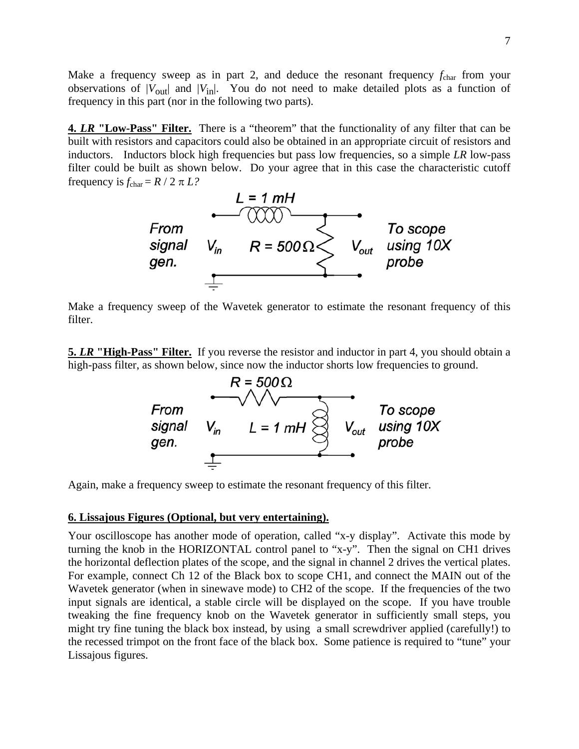Make a frequency sweep as in part 2, and deduce the resonant frequency $f_{\text{char}}$ from your observations of $|V_{\text{out}}|$ and $|V_{\text{in}}|$. You do not need to make detailed plots as a function of frequency in this part (nor in the following two parts).

**4. *LR* "Low-Pass" Filter.** There is a "theorem" that the functionality of any filter that can be built with resistors and capacitors could also be obtained in an appropriate circuit of resistors and inductors. Inductors block high frequencies but pass low frequencies, so a simple *LR* low-pass filter could be built as shown below. Do your agree that in this case the characteristic cutoff frequency is $f_{\text{char}} = R / 2\pi L$?

*L = 1 mH*

*From signal gen.* $V_{in}$ *R = 500Ω* $V_{out}$ *To scope using 10X probe*

Make a frequency sweep of the Wavetek generator to estimate the resonant frequency of this filter.

**5. *LR* "High-Pass" Filter.** If you reverse the resistor and inductor in part 4, you should obtain a high-pass filter, as shown below, since now the inductor shorts low frequencies to ground.

*R = 500Ω*

*From signal gen.* $V_{in}$ *L = 1 mH* $V_{out}$ *To scope using 10X probe*

Again, make a frequency sweep to estimate the resonant frequency of this filter.

**6. Lissajous Figures (Optional, but very entertaining).**

Your oscilloscope has another mode of operation, called "x-y display". Activate this mode by turning the knob in the HORIZONTAL control panel to "x-y". Then the signal on CH1 drives the horizontal deflection plates of the scope, and the signal in channel 2 drives the vertical plates. For example, connect Ch 12 of the Black box to scope CH1, and connect the MAIN out of the Wavetek generator (when in sinewave mode) to CH2 of the scope. If the frequencies of the two input signals are identical, a stable circle will be displayed on the scope. If you have trouble tweaking the fine frequency knob on the Wavetek generator in sufficiently small steps, you might try fine tuning the black box instead, by using a small screwdriver applied (carefully!) to the recessed trimpot on the front face of the black box. Some patience is required to "tune" your Lissajous figures.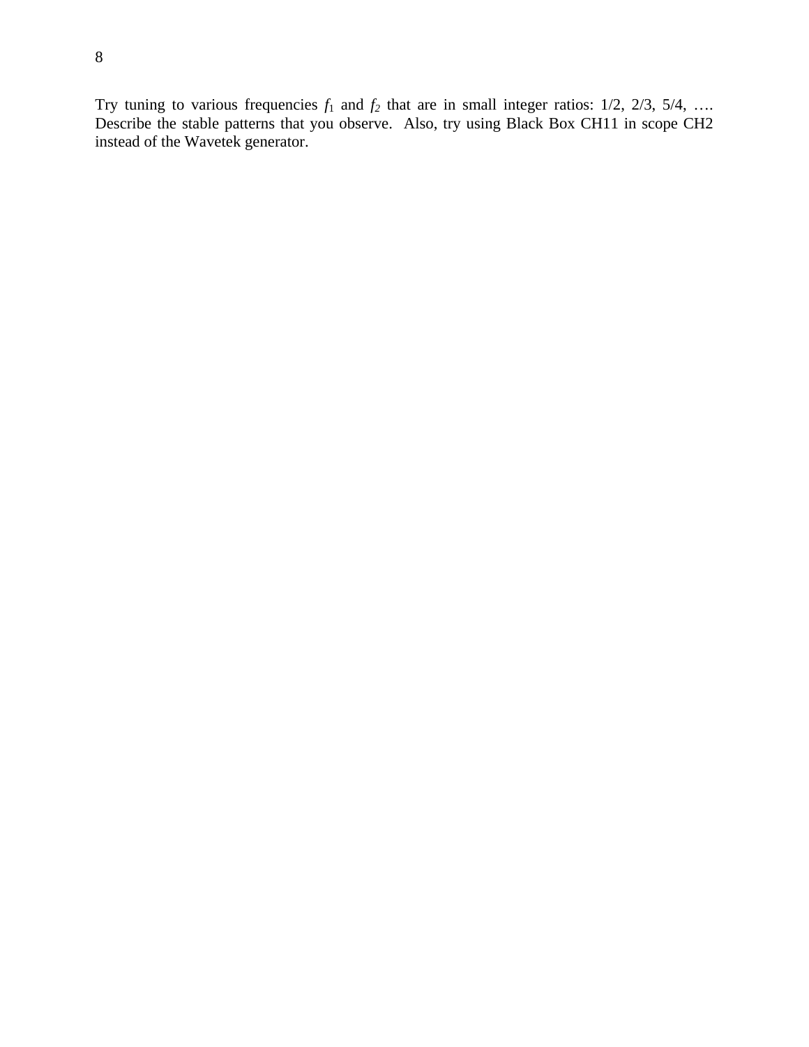Try tuning to various frequencies $f_1$ and $f_2$ that are in small integer ratios: 1/2, 2/3, 5/4, …. Describe the stable patterns that you observe. Also, try using Black Box CH11 in scope CH2 instead of the Wavetek generator.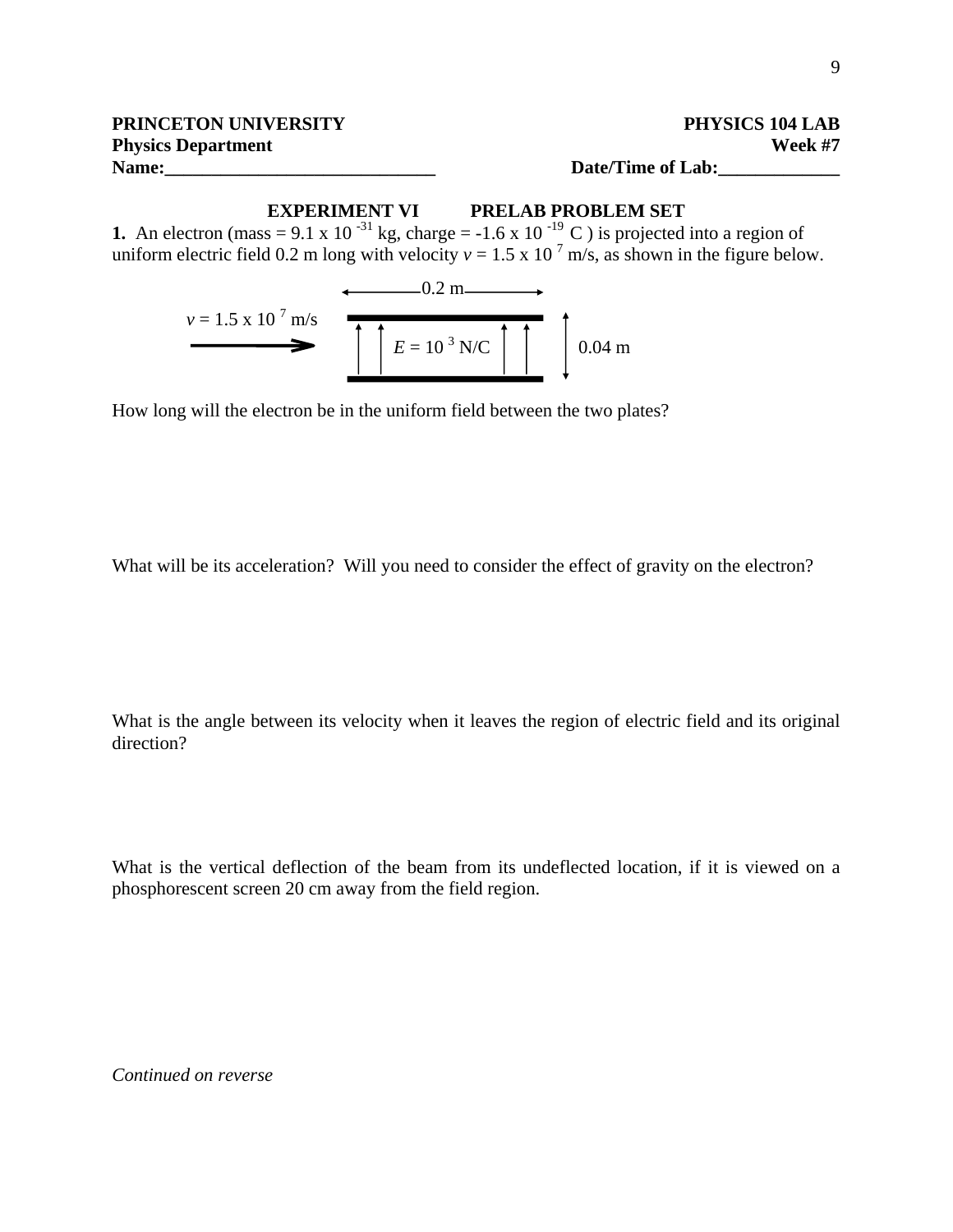**PRINCETON UNIVERSITY** **PHYSICS 104 LAB**
**Physics Department** **Week #7**
**Name:______________________________** **Date/Time of Lab:_____________**

## EXPERIMENT VI PRELAB PROBLEM SET

**1.** An electron (mass = $9.1 \times 10^{-31}$ kg, charge = $-1.6 \times 10^{-19}$ C ) is projected into a region of uniform electric field 0.2 m long with velocity $v = 1.5 \times 10^{7}$ m/s, as shown in the figure below.

0.2 m

$v = 1.5 \times 10^{7}$ m/s

$E = 10^{3}$ N/C

0.04 m

How long will the electron be in the uniform field between the two plates?

What will be its acceleration? Will you need to consider the effect of gravity on the electron?

What is the angle between its velocity when it leaves the region of electric field and its original direction?

What is the vertical deflection of the beam from its undeflected location, if it is viewed on a phosphorescent screen 20 cm away from the field region.

*Continued on reverse*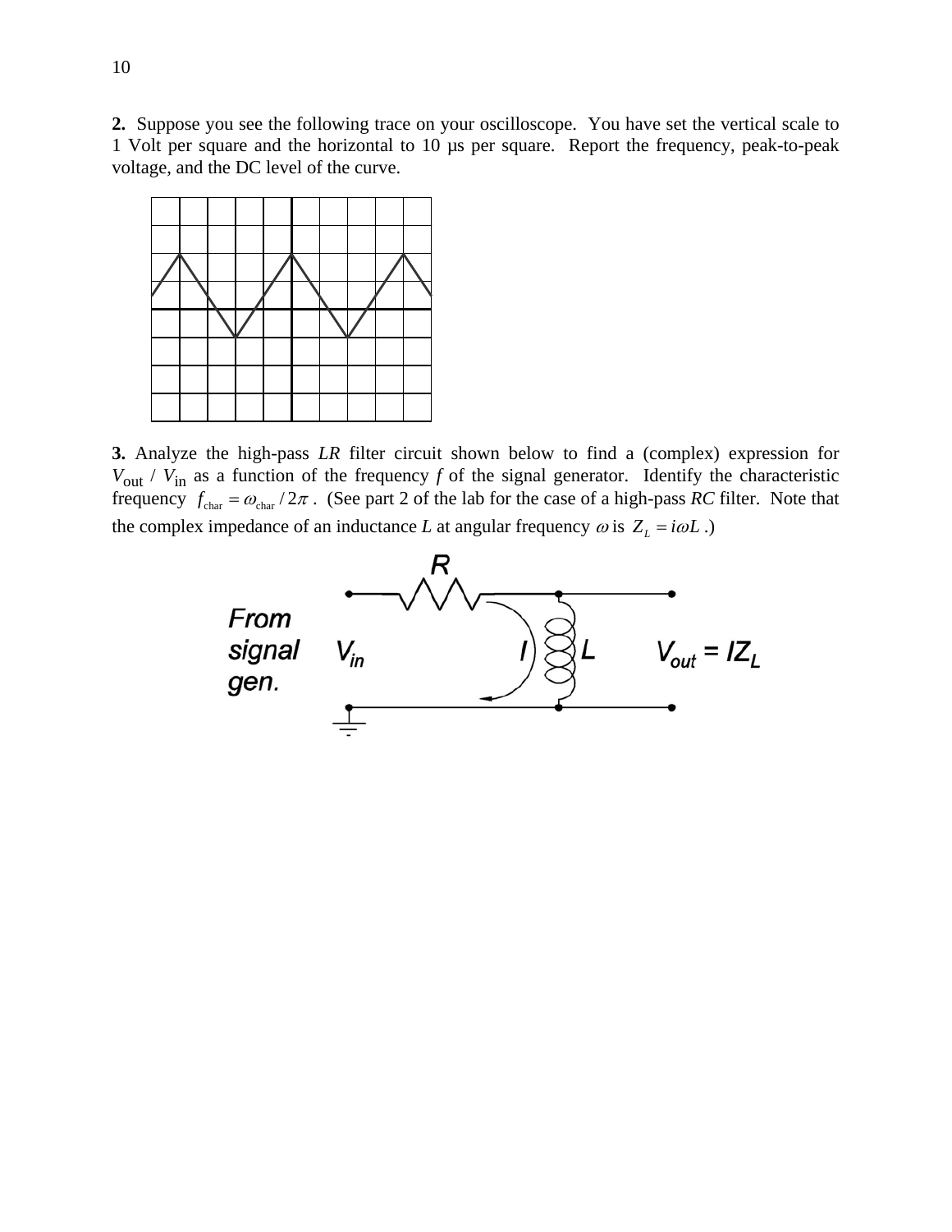**2.** Suppose you see the following trace on your oscilloscope. You have set the vertical scale to 1 Volt per square and the horizontal to 10 μs per square. Report the frequency, peak-to-peak voltage, and the DC level of the curve.

**3.** Analyze the high-pass *LR* filter circuit shown below to find a (complex) expression for $V_{\text{out}} / V_{\text{in}}$ as a function of the frequency *f* of the signal generator. Identify the characteristic frequency $f_{\text{char}} = \omega_{\text{char}} / 2\pi$ . (See part 2 of the lab for the case of a high-pass *RC* filter. Note that the complex impedance of an inductance *L* at angular frequency $\omega$ is $Z_L = i\omega L$ .)

R

From signal gen.

$V_{in}$

I

L

$V_{out} = IZ_L$